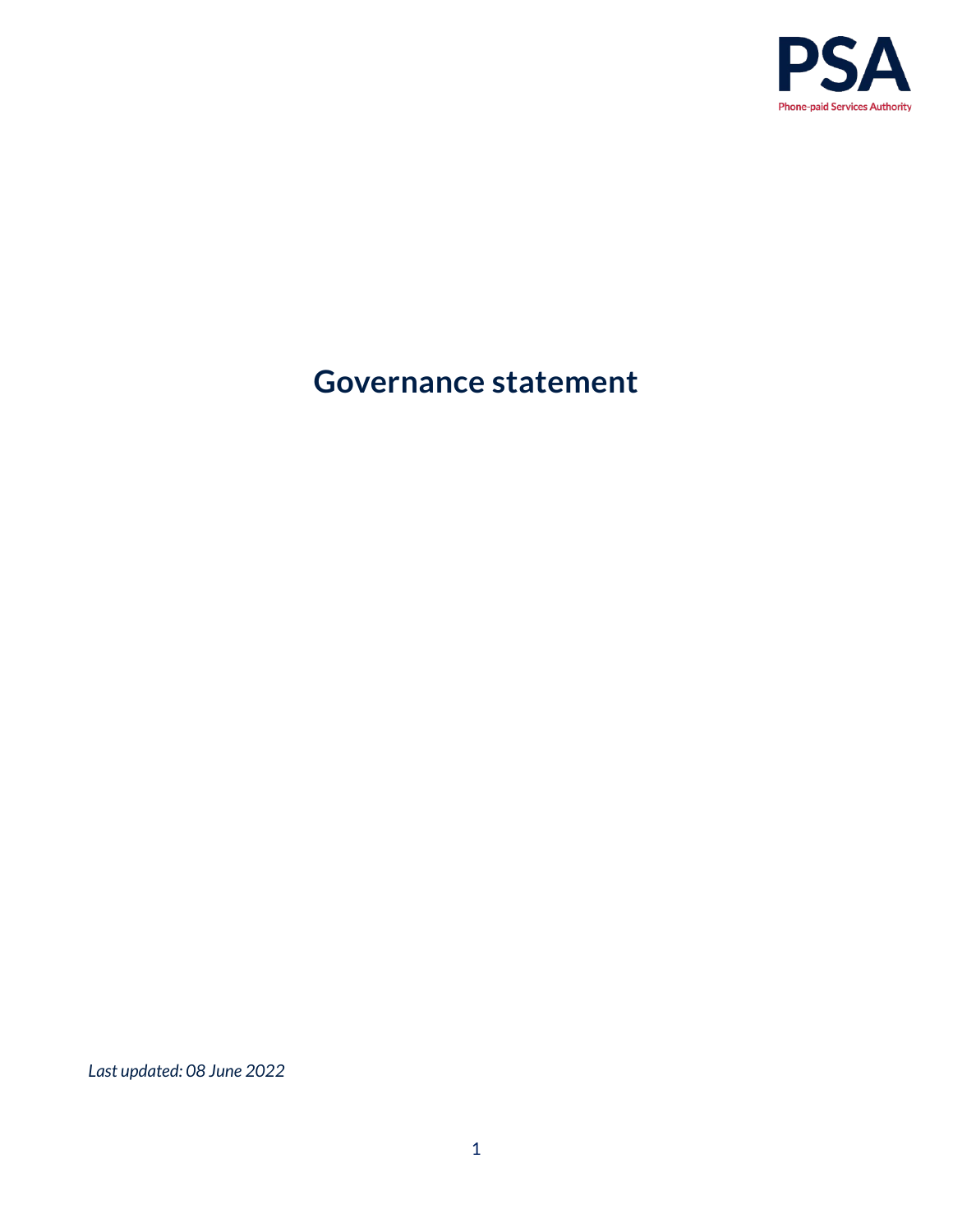PSA

Phone-paid Services Authority

# Governance statement

*Last updated: 08 June 2022*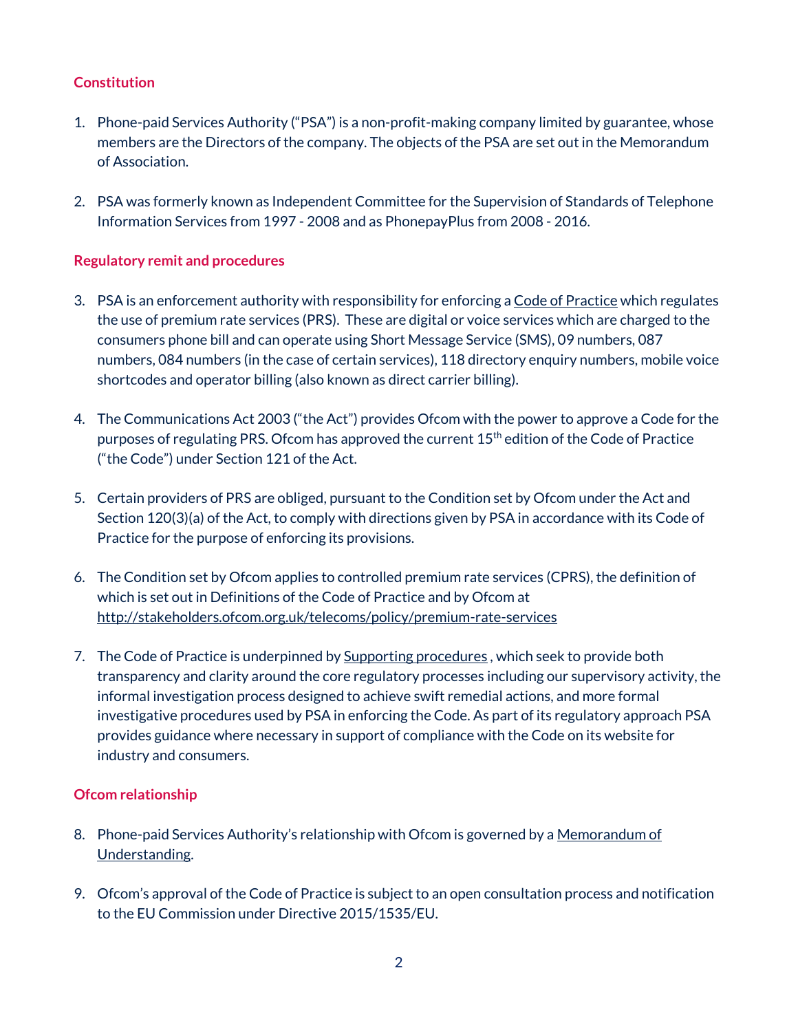## Constitution

1. Phone-paid Services Authority ("PSA") is a non-profit-making company limited by guarantee, whose members are the Directors of the company. The objects of the PSA are set out in the Memorandum of Association.

2. PSA was formerly known as Independent Committee for the Supervision of Standards of Telephone Information Services from 1997 - 2008 and as PhonepayPlus from 2008 - 2016.

## Regulatory remit and procedures

3. PSA is an enforcement authority with responsibility for enforcing a Code of Practice which regulates the use of premium rate services (PRS). These are digital or voice services which are charged to the consumers phone bill and can operate using Short Message Service (SMS), 09 numbers, 087 numbers, 084 numbers (in the case of certain services), 118 directory enquiry numbers, mobile voice shortcodes and operator billing (also known as direct carrier billing).

4. The Communications Act 2003 ("the Act") provides Ofcom with the power to approve a Code for the purposes of regulating PRS. Ofcom has approved the current 15th edition of the Code of Practice ("the Code") under Section 121 of the Act.

5. Certain providers of PRS are obliged, pursuant to the Condition set by Ofcom under the Act and Section 120(3)(a) of the Act, to comply with directions given by PSA in accordance with its Code of Practice for the purpose of enforcing its provisions.

6. The Condition set by Ofcom applies to controlled premium rate services (CPRS), the definition of which is set out in Definitions of the Code of Practice and by Ofcom at http://stakeholders.ofcom.org.uk/telecoms/policy/premium-rate-services

7. The Code of Practice is underpinned by Supporting procedures , which seek to provide both transparency and clarity around the core regulatory processes including our supervisory activity, the informal investigation process designed to achieve swift remedial actions, and more formal investigative procedures used by PSA in enforcing the Code. As part of its regulatory approach PSA provides guidance where necessary in support of compliance with the Code on its website for industry and consumers.

## Ofcom relationship

8. Phone-paid Services Authority's relationship with Ofcom is governed by a Memorandum of Understanding.

9. Ofcom's approval of the Code of Practice is subject to an open consultation process and notification to the EU Commission under Directive 2015/1535/EU.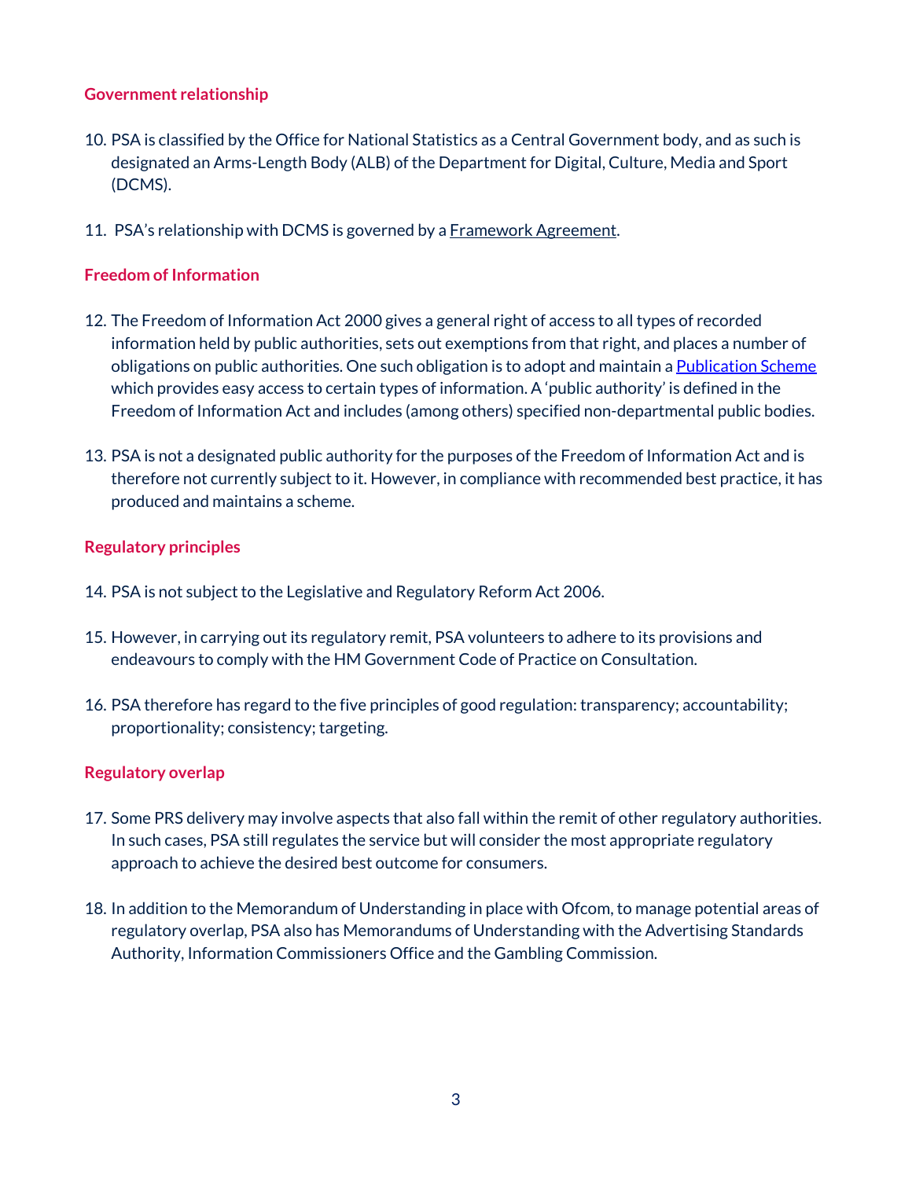### Government relationship

10. PSA is classified by the Office for National Statistics as a Central Government body, and as such is designated an Arms-Length Body (ALB) of the Department for Digital, Culture, Media and Sport (DCMS).

11. PSA's relationship with DCMS is governed by a Framework Agreement.

### Freedom of Information

12. The Freedom of Information Act 2000 gives a general right of access to all types of recorded information held by public authorities, sets out exemptions from that right, and places a number of obligations on public authorities. One such obligation is to adopt and maintain a Publication Scheme which provides easy access to certain types of information. A 'public authority' is defined in the Freedom of Information Act and includes (among others) specified non-departmental public bodies.

13. PSA is not a designated public authority for the purposes of the Freedom of Information Act and is therefore not currently subject to it. However, in compliance with recommended best practice, it has produced and maintains a scheme.

### Regulatory principles

14. PSA is not subject to the Legislative and Regulatory Reform Act 2006.

15. However, in carrying out its regulatory remit, PSA volunteers to adhere to its provisions and endeavours to comply with the HM Government Code of Practice on Consultation.

16. PSA therefore has regard to the five principles of good regulation: transparency; accountability; proportionality; consistency; targeting.

### Regulatory overlap

17. Some PRS delivery may involve aspects that also fall within the remit of other regulatory authorities. In such cases, PSA still regulates the service but will consider the most appropriate regulatory approach to achieve the desired best outcome for consumers.

18. In addition to the Memorandum of Understanding in place with Ofcom, to manage potential areas of regulatory overlap, PSA also has Memorandums of Understanding with the Advertising Standards Authority, Information Commissioners Office and the Gambling Commission.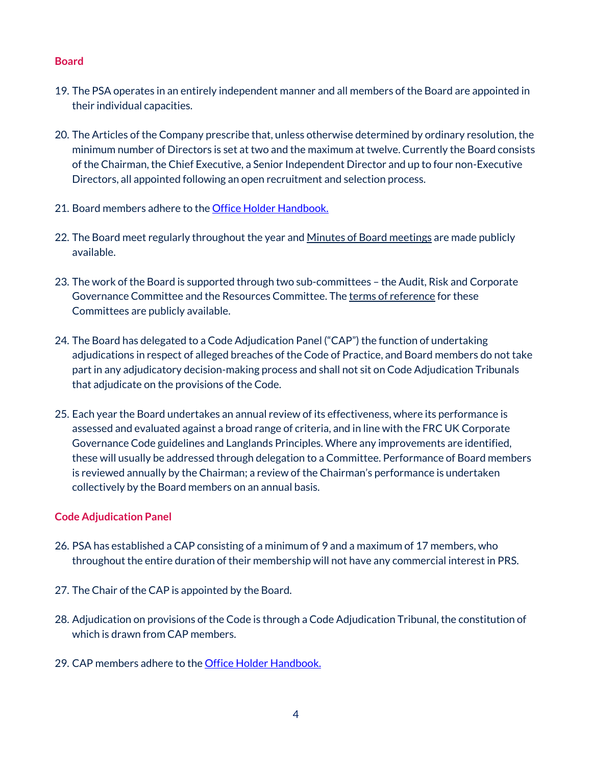## Board

19. The PSA operates in an entirely independent manner and all members of the Board are appointed in their individual capacities.

20. The Articles of the Company prescribe that, unless otherwise determined by ordinary resolution, the minimum number of Directors is set at two and the maximum at twelve. Currently the Board consists of the Chairman, the Chief Executive, a Senior Independent Director and up to four non-Executive Directors, all appointed following an open recruitment and selection process.

21. Board members adhere to the Office Holder Handbook.

22. The Board meet regularly throughout the year and Minutes of Board meetings are made publicly available.

23. The work of the Board is supported through two sub-committees – the Audit, Risk and Corporate Governance Committee and the Resources Committee. The terms of reference for these Committees are publicly available.

24. The Board has delegated to a Code Adjudication Panel ("CAP") the function of undertaking adjudications in respect of alleged breaches of the Code of Practice, and Board members do not take part in any adjudicatory decision-making process and shall not sit on Code Adjudication Tribunals that adjudicate on the provisions of the Code.

25. Each year the Board undertakes an annual review of its effectiveness, where its performance is assessed and evaluated against a broad range of criteria, and in line with the FRC UK Corporate Governance Code guidelines and Langlands Principles. Where any improvements are identified, these will usually be addressed through delegation to a Committee. Performance of Board members is reviewed annually by the Chairman; a review of the Chairman's performance is undertaken collectively by the Board members on an annual basis.

## Code Adjudication Panel

26. PSA has established a CAP consisting of a minimum of 9 and a maximum of 17 members, who throughout the entire duration of their membership will not have any commercial interest in PRS.

27. The Chair of the CAP is appointed by the Board.

28. Adjudication on provisions of the Code is through a Code Adjudication Tribunal, the constitution of which is drawn from CAP members.

29. CAP members adhere to the Office Holder Handbook.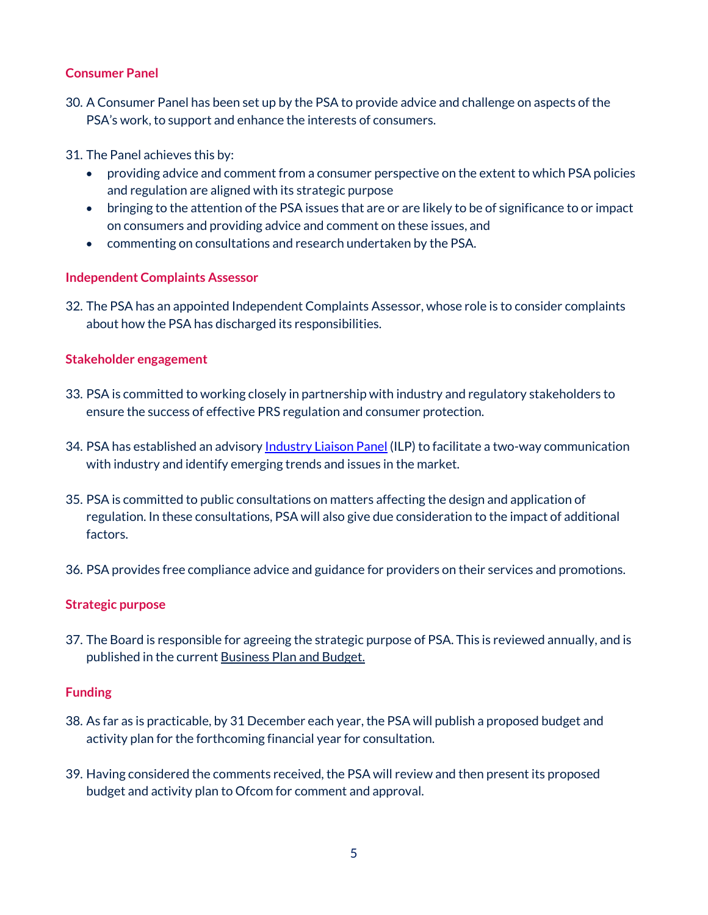## Consumer Panel

30. A Consumer Panel has been set up by the PSA to provide advice and challenge on aspects of the PSA's work, to support and enhance the interests of consumers.

31. The Panel achieves this by:
    - providing advice and comment from a consumer perspective on the extent to which PSA policies and regulation are aligned with its strategic purpose
    - bringing to the attention of the PSA issues that are or are likely to be of significance to or impact on consumers and providing advice and comment on these issues, and
    - commenting on consultations and research undertaken by the PSA.

## Independent Complaints Assessor

32. The PSA has an appointed Independent Complaints Assessor, whose role is to consider complaints about how the PSA has discharged its responsibilities.

## Stakeholder engagement

33. PSA is committed to working closely in partnership with industry and regulatory stakeholders to ensure the success of effective PRS regulation and consumer protection.

34. PSA has established an advisory Industry Liaison Panel (ILP) to facilitate a two-way communication with industry and identify emerging trends and issues in the market.

35. PSA is committed to public consultations on matters affecting the design and application of regulation. In these consultations, PSA will also give due consideration to the impact of additional factors.

36. PSA provides free compliance advice and guidance for providers on their services and promotions.

## Strategic purpose

37. The Board is responsible for agreeing the strategic purpose of PSA. This is reviewed annually, and is published in the current Business Plan and Budget.

## Funding

38. As far as is practicable, by 31 December each year, the PSA will publish a proposed budget and activity plan for the forthcoming financial year for consultation.

39. Having considered the comments received, the PSA will review and then present its proposed budget and activity plan to Ofcom for comment and approval.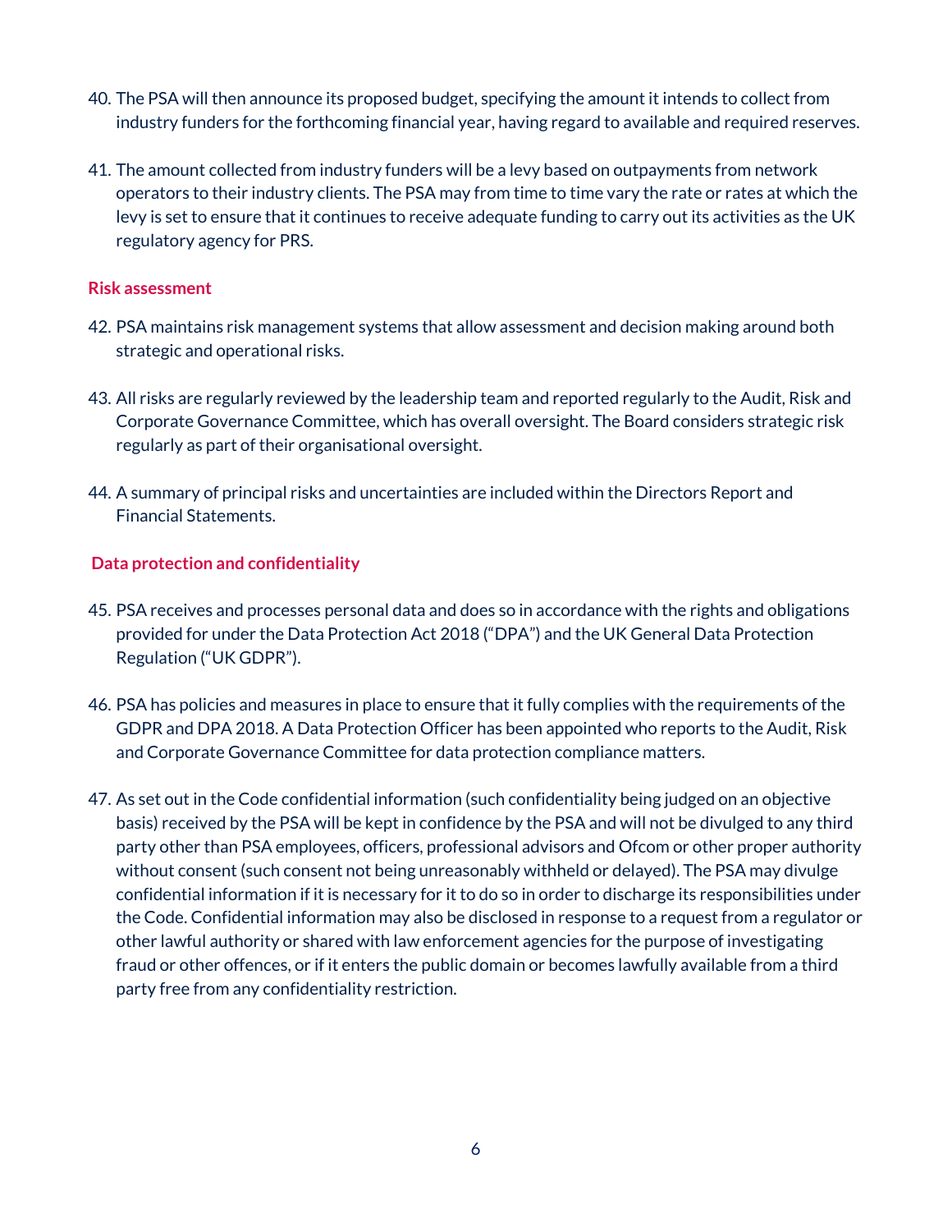40. The PSA will then announce its proposed budget, specifying the amount it intends to collect from industry funders for the forthcoming financial year, having regard to available and required reserves.

41. The amount collected from industry funders will be a levy based on outpayments from network operators to their industry clients. The PSA may from time to time vary the rate or rates at which the levy is set to ensure that it continues to receive adequate funding to carry out its activities as the UK regulatory agency for PRS.

### Risk assessment

42. PSA maintains risk management systems that allow assessment and decision making around both strategic and operational risks.

43. All risks are regularly reviewed by the leadership team and reported regularly to the Audit, Risk and Corporate Governance Committee, which has overall oversight. The Board considers strategic risk regularly as part of their organisational oversight.

44. A summary of principal risks and uncertainties are included within the Directors Report and Financial Statements.

### Data protection and confidentiality

45. PSA receives and processes personal data and does so in accordance with the rights and obligations provided for under the Data Protection Act 2018 ("DPA") and the UK General Data Protection Regulation ("UK GDPR").

46. PSA has policies and measures in place to ensure that it fully complies with the requirements of the GDPR and DPA 2018. A Data Protection Officer has been appointed who reports to the Audit, Risk and Corporate Governance Committee for data protection compliance matters.

47. As set out in the Code confidential information (such confidentiality being judged on an objective basis) received by the PSA will be kept in confidence by the PSA and will not be divulged to any third party other than PSA employees, officers, professional advisors and Ofcom or other proper authority without consent (such consent not being unreasonably withheld or delayed). The PSA may divulge confidential information if it is necessary for it to do so in order to discharge its responsibilities under the Code. Confidential information may also be disclosed in response to a request from a regulator or other lawful authority or shared with law enforcement agencies for the purpose of investigating fraud or other offences, or if it enters the public domain or becomes lawfully available from a third party free from any confidentiality restriction.